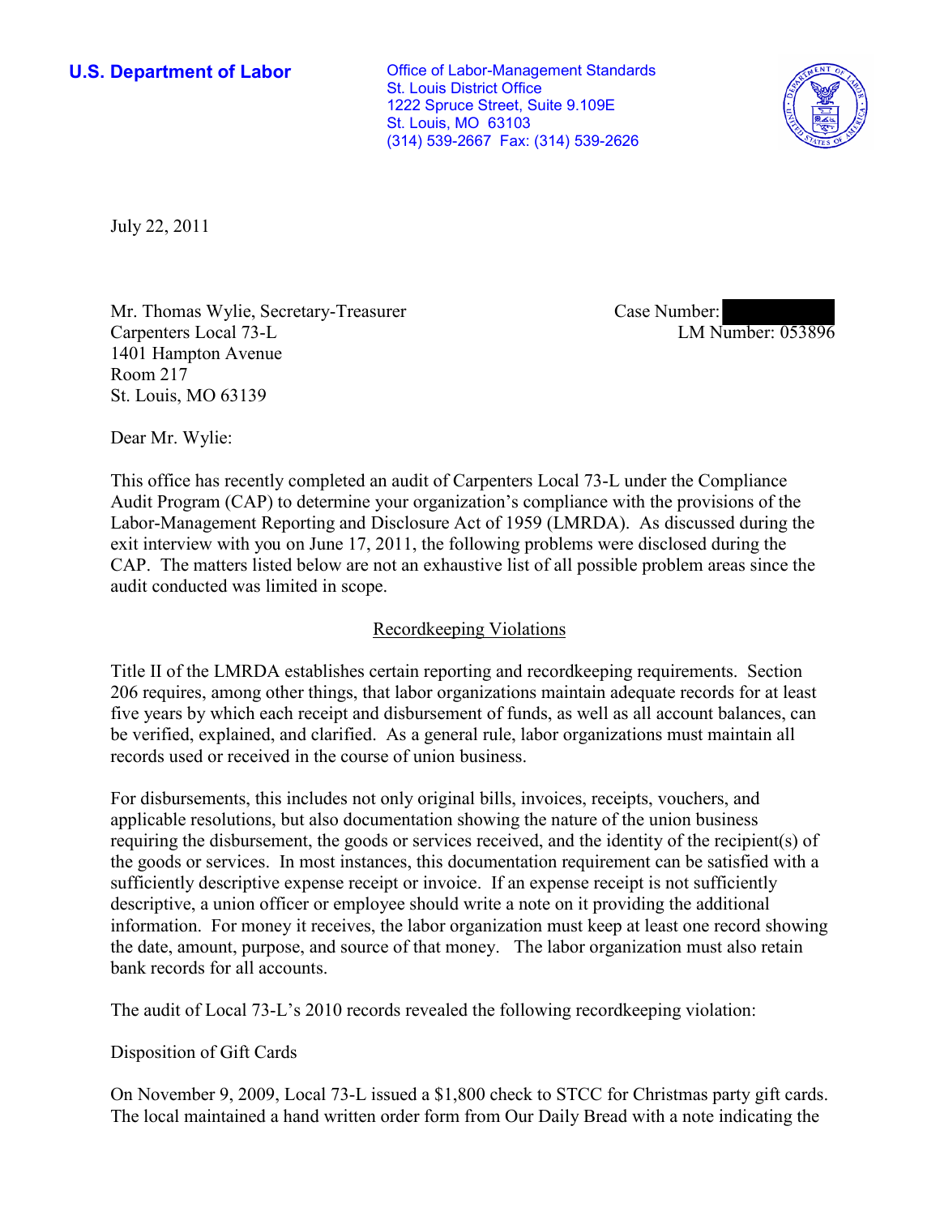**U.S. Department of Labor**

Office of Labor-Management Standards
St. Louis District Office
1222 Spruce Street, Suite 9.109E
St. Louis, MO 63103
(314) 539-2667 Fax: (314) 539-2626

July 22, 2011

Mr. Thomas Wylie, Secretary-Treasurer
Carpenters Local 73-L
1401 Hampton Avenue
Room 217
St. Louis, MO 63139

Case Number:
LM Number: 053896

Dear Mr. Wylie:

This office has recently completed an audit of Carpenters Local 73-L under the Compliance Audit Program (CAP) to determine your organization's compliance with the provisions of the Labor-Management Reporting and Disclosure Act of 1959 (LMRDA). As discussed during the exit interview with you on June 17, 2011, the following problems were disclosed during the CAP. The matters listed below are not an exhaustive list of all possible problem areas since the audit conducted was limited in scope.

## Recordkeeping Violations

Title II of the LMRDA establishes certain reporting and recordkeeping requirements. Section 206 requires, among other things, that labor organizations maintain adequate records for at least five years by which each receipt and disbursement of funds, as well as all account balances, can be verified, explained, and clarified. As a general rule, labor organizations must maintain all records used or received in the course of union business.

For disbursements, this includes not only original bills, invoices, receipts, vouchers, and applicable resolutions, but also documentation showing the nature of the union business requiring the disbursement, the goods or services received, and the identity of the recipient(s) of the goods or services. In most instances, this documentation requirement can be satisfied with a sufficiently descriptive expense receipt or invoice. If an expense receipt is not sufficiently descriptive, a union officer or employee should write a note on it providing the additional information. For money it receives, the labor organization must keep at least one record showing the date, amount, purpose, and source of that money. The labor organization must also retain bank records for all accounts.

The audit of Local 73-L's 2010 records revealed the following recordkeeping violation:

Disposition of Gift Cards

On November 9, 2009, Local 73-L issued a $1,800 check to STCC for Christmas party gift cards. The local maintained a hand written order form from Our Daily Bread with a note indicating the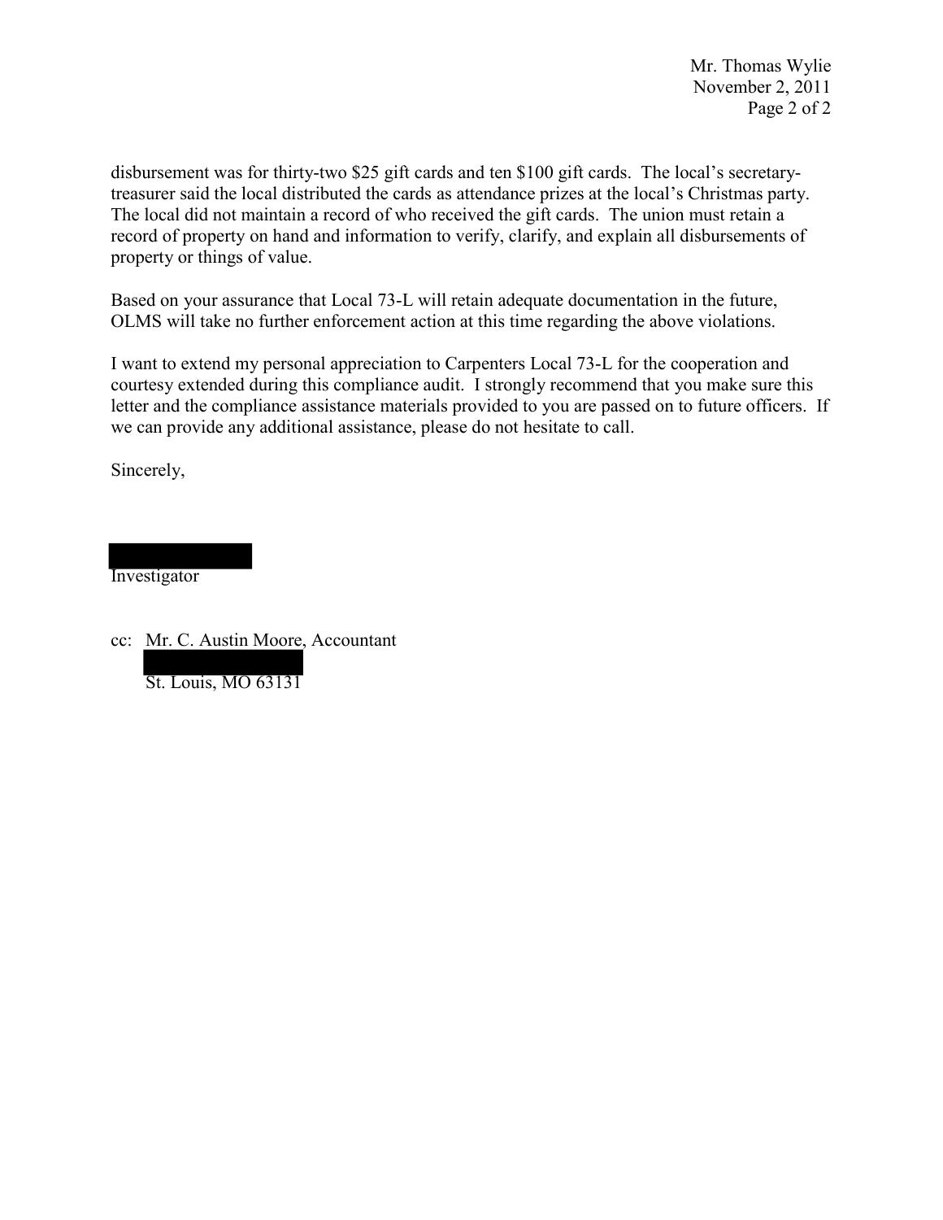disbursement was for thirty-two $25 gift cards and ten $100 gift cards. The local's secretary-treasurer said the local distributed the cards as attendance prizes at the local's Christmas party. The local did not maintain a record of who received the gift cards. The union must retain a record of property on hand and information to verify, clarify, and explain all disbursements of property or things of value.

Based on your assurance that Local 73-L will retain adequate documentation in the future, OLMS will take no further enforcement action at this time regarding the above violations.

I want to extend my personal appreciation to Carpenters Local 73-L for the cooperation and courtesy extended during this compliance audit. I strongly recommend that you make sure this letter and the compliance assistance materials provided to you are passed on to future officers. If we can provide any additional assistance, please do not hesitate to call.

Sincerely,

Investigator

cc: Mr. C. Austin Moore, Accountant
St. Louis, MO 63131